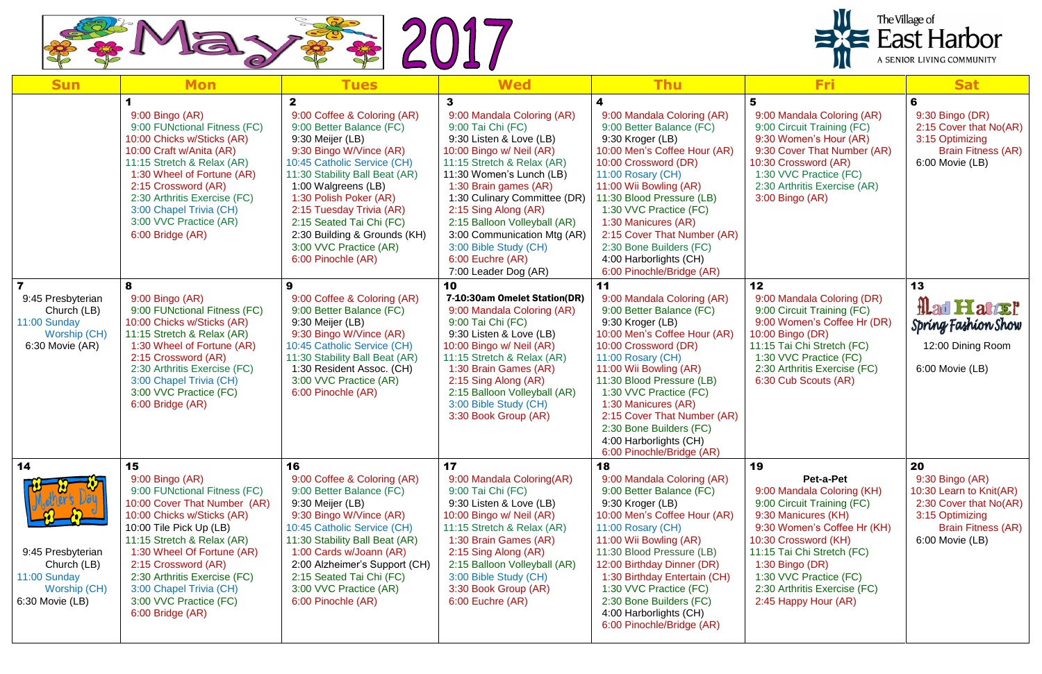# May 2017

The Village of East Harbor
A SENIOR LIVING COMMUNITY

| Sun | Mon | Tues | Wed | Thu | Fri | Sat |
|---|---|---|---|---|---|---|
| | **1**<br>9:00 Bingo (AR)<br>9:00 FUNctional Fitness (FC)<br>10:00 Chicks w/Sticks (AR)<br>10:00 Craft w/Anita (AR)<br>11:15 Stretch & Relax (AR)<br>1:30 Wheel of Fortune (AR)<br>2:15 Crossword (AR)<br>2:30 Arthritis Exercise (FC)<br>3:00 Chapel Trivia (CH)<br>3:00 VVC Practice (AR)<br>6:00 Bridge (AR) | **2**<br>9:00 Coffee & Coloring (AR)<br>9:00 Better Balance (FC)<br>9:30 Meijer (LB)<br>9:30 Bingo W/Vince (AR)<br>10:45 Catholic Service (CH)<br>11:30 Stability Ball Beat (AR)<br>1:00 Walgreens (LB)<br>1:30 Polish Poker (AR)<br>2:15 Tuesday Trivia (AR)<br>2:15 Seated Tai Chi (FC)<br>2:30 Building & Grounds (KH)<br>3:00 VVC Practice (AR)<br>6:00 Pinochle (AR) | **3**<br>9:00 Mandala Coloring (AR)<br>9:00 Tai Chi (FC)<br>9:30 Listen & Love (LB)<br>10:00 Bingo w/ Neil (AR)<br>11:15 Stretch & Relax (AR)<br>11:30 Women's Lunch (LB)<br>1:30 Brain games (AR)<br>1:30 Culinary Committee (DR)<br>2:15 Sing Along (AR)<br>2:15 Balloon Volleyball (AR)<br>3:00 Communication Mtg (AR)<br>3:00 Bible Study (CH)<br>6:00 Euchre (AR)<br>7:00 Leader Dog (AR) | **4**<br>9:00 Mandala Coloring (AR)<br>9:00 Better Balance (FC)<br>9:30 Kroger (LB)<br>10:00 Men's Coffee Hour (AR)<br>10:00 Crossword (DR)<br>11:00 Rosary (CH)<br>11:00 Wii Bowling (AR)<br>11:30 Blood Pressure (LB)<br>1:30 VVC Practice (FC)<br>1:30 Manicures (AR)<br>2:15 Cover That Number (AR)<br>2:30 Bone Builders (FC)<br>4:00 Harborlights (CH)<br>6:00 Pinochle/Bridge (AR) | **5**<br>9:00 Mandala Coloring (AR)<br>9:00 Circuit Training (FC)<br>9:30 Women's Hour (AR)<br>9:30 Cover That Number (AR)<br>10:30 Crossword (AR)<br>1:30 VVC Practice (FC)<br>2:30 Arthritis Exercise (AR)<br>3:00 Bingo (AR) | **6**<br>9:30 Bingo (DR)<br>2:15 Cover that No(AR)<br>3:15 Optimizing Brain Fitness (AR)<br>6:00 Movie (LB) |
| **7**<br>9:45 Presbyterian Church (LB)<br>11:00 Sunday Worship (CH)<br>6:30 Movie (AR) | **8**<br>9:00 Bingo (AR)<br>9:00 FUNctional Fitness (FC)<br>10:00 Chicks w/Sticks (AR)<br>11:15 Stretch & Relax (AR)<br>1:30 Wheel of Fortune (AR)<br>2:15 Crossword (AR)<br>2:30 Arthritis Exercise (FC)<br>3:00 Chapel Trivia (CH)<br>3:00 VVC Practice (FC)<br>6:00 Bridge (AR) | **9**<br>9:00 Coffee & Coloring (AR)<br>9:00 Better Balance (FC)<br>9:30 Meijer (LB)<br>9:30 Bingo W/Vince (AR)<br>10:45 Catholic Service (CH)<br>11:30 Stability Ball Beat (AR)<br>1:30 Resident Assoc. (CH)<br>3:00 VVC Practice (AR)<br>6:00 Pinochle (AR) | **10**<br>**7-10:30am Omelet Station(DR)**<br>9:00 Mandala Coloring (AR)<br>9:00 Tai Chi (FC)<br>9:30 Listen & Love (LB)<br>10:00 Bingo w/ Neil (AR)<br>11:15 Stretch & Relax (AR)<br>1:30 Brain Games (AR)<br>2:15 Sing Along (AR)<br>2:15 Balloon Volleyball (AR)<br>3:00 Bible Study (CH)<br>3:30 Book Group (AR) | **11**<br>9:00 Mandala Coloring (AR)<br>9:00 Better Balance (FC)<br>9:30 Kroger (LB)<br>10:00 Men's Coffee Hour (AR)<br>10:00 Crossword (DR)<br>11:00 Rosary (CH)<br>11:00 Wii Bowling (AR)<br>11:30 Blood Pressure (LB)<br>1:30 VVC Practice (FC)<br>1:30 Manicures (AR)<br>2:15 Cover That Number (AR)<br>2:30 Bone Builders (FC)<br>4:00 Harborlights (CH)<br>6:00 Pinochle/Bridge (AR) | **12**<br>9:00 Mandala Coloring (DR)<br>9:00 Circuit Training (FC)<br>9:00 Women's Coffee Hr (DR)<br>10:00 Bingo (DR)<br>11:15 Tai Chi Stretch (FC)<br>1:30 VVC Practice (FC)<br>2:30 Arthritis Exercise (FC)<br>6:30 Cub Scouts (AR) | **13**<br>Mad Hatter Spring Fashion Show<br>12:00 Dining Room<br>6:00 Movie (LB) |
| **14**<br>Mother's Day<br>9:45 Presbyterian Church (LB)<br>11:00 Sunday Worship (CH)<br>6:30 Movie (LB) | **15**<br>9:00 Bingo (AR)<br>9:00 FUNctional Fitness (FC)<br>10:00 Cover That Number (AR)<br>10:00 Chicks w/Sticks (AR)<br>10:00 Tile Pick Up (LB)<br>11:15 Stretch & Relax (AR)<br>1:30 Wheel Of Fortune (AR)<br>2:15 Crossword (AR)<br>2:30 Arthritis Exercise (FC)<br>3:00 Chapel Trivia (CH)<br>3:00 VVC Practice (FC)<br>6:00 Bridge (AR) | **16**<br>9:00 Coffee & Coloring (AR)<br>9:00 Better Balance (FC)<br>9:30 Meijer (LB)<br>9:30 Bingo W/Vince (AR)<br>10:45 Catholic Service (CH)<br>11:30 Stability Ball Beat (AR)<br>1:00 Cards w/Joann (AR)<br>2:00 Alzheimer's Support (CH)<br>2:15 Seated Tai Chi (FC)<br>3:00 VVC Practice (AR)<br>6:00 Pinochle (AR) | **17**<br>9:00 Mandala Coloring(AR)<br>9:00 Tai Chi (FC)<br>9:30 Listen & Love (LB)<br>10:00 Bingo w/ Neil (AR)<br>11:15 Stretch & Relax (AR)<br>1:30 Brain Games (AR)<br>2:15 Sing Along (AR)<br>2:15 Balloon Volleyball (AR)<br>3:00 Bible Study (CH)<br>3:30 Book Group (AR)<br>6:00 Euchre (AR) | **18**<br>9:00 Mandala Coloring (AR)<br>9:00 Better Balance (FC)<br>9:30 Kroger (LB)<br>10:00 Men's Coffee Hour (AR)<br>11:00 Rosary (CH)<br>11:00 Wii Bowling (AR)<br>11:30 Blood Pressure (LB)<br>12:00 Birthday Dinner (DR)<br>1:30 Birthday Entertain (CH)<br>1:30 VVC Practice (FC)<br>2:30 Bone Builders (FC)<br>4:00 Harborlights (CH)<br>6:00 Pinochle/Bridge (AR) | **19**<br>**Pet-a-Pet**<br>9:00 Mandala Coloring (KH)<br>9:00 Circuit Training (FC)<br>9:30 Manicures (KH)<br>9:30 Women's Coffee Hr (KH)<br>10:30 Crossword (KH)<br>11:15 Tai Chi Stretch (FC)<br>1:30 Bingo (DR)<br>1:30 VVC Practice (FC)<br>2:30 Arthritis Exercise (FC)<br>2:45 Happy Hour (AR) | **20**<br>9:30 Bingo (AR)<br>10:30 Learn to Knit(AR)<br>2:30 Cover that No(AR)<br>3:15 Optimizing Brain Fitness (AR)<br>6:00 Movie (LB) |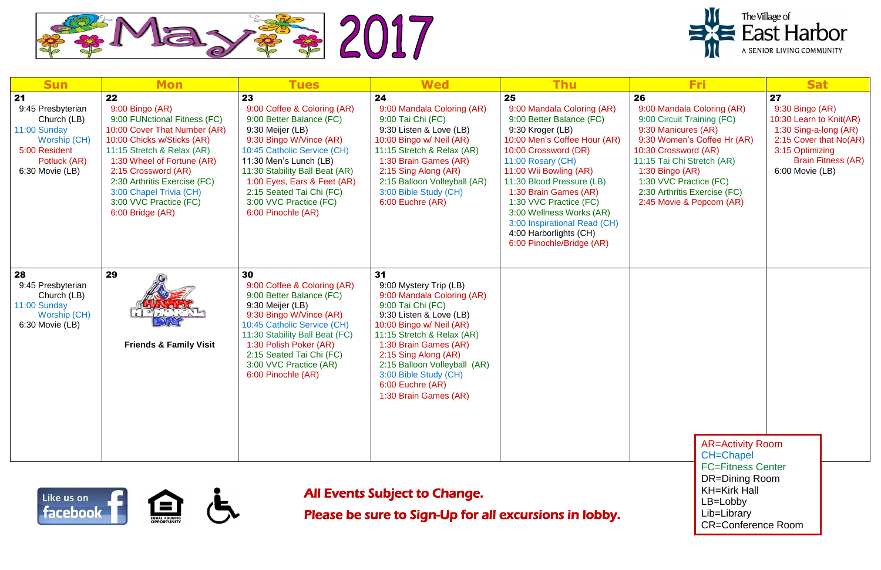# May 2017

The Village of East Harbor
A SENIOR LIVING COMMUNITY

| Sun | Mon | Tues | Wed | Thu | Fri | Sat |
|---|---|---|---|---|---|---|
| **21**<br>9:45 Presbyterian Church (LB)<br>11:00 Sunday Worship (CH)<br>5:00 Resident Potluck (AR)<br>6:30 Movie (LB) | **22**<br>9:00 Bingo (AR)<br>9:00 FUNctional Fitness (FC)<br>10:00 Cover That Number (AR)<br>10:00 Chicks w/Sticks (AR)<br>11:15 Stretch & Relax (AR)<br>1:30 Wheel of Fortune (AR)<br>2:15 Crossword (AR)<br>2:30 Arthritis Exercise (FC)<br>3:00 Chapel Trivia (CH)<br>3:00 VVC Practice (FC)<br>6:00 Bridge (AR) | **23**<br>9:00 Coffee & Coloring (AR)<br>9:00 Better Balance (FC)<br>9:30 Meijer (LB)<br>9:30 Bingo W/Vince (AR)<br>10:45 Catholic Service (CH)<br>11:30 Men's Lunch (LB)<br>11:30 Stability Ball Beat (AR)<br>1:00 Eyes, Ears & Feet (AR)<br>2:15 Seated Tai Chi (FC)<br>3:00 VVC Practice (FC)<br>6:00 Pinochle (AR) | **24**<br>9:00 Mandala Coloring (AR)<br>9:00 Tai Chi (FC)<br>9:30 Listen & Love (LB)<br>10:00 Bingo w/ Neil (AR)<br>11:15 Stretch & Relax (AR)<br>1:30 Brain Games (AR)<br>2:15 Sing Along (AR)<br>2:15 Balloon Volleyball (AR)<br>3:00 Bible Study (CH)<br>6:00 Euchre (AR) | **25**<br>9:00 Mandala Coloring (AR)<br>9:00 Better Balance (FC)<br>9:30 Kroger (LB)<br>10:00 Men's Coffee Hour (AR)<br>10:00 Crossword (DR)<br>11:00 Rosary (CH)<br>11:00 Wii Bowling (AR)<br>11:30 Blood Pressure (LB)<br>1:30 Brain Games (AR)<br>1:30 VVC Practice (FC)<br>3:00 Wellness Works (AR)<br>3:00 Inspirational Read (CH)<br>4:00 Harborlights (CH)<br>6:00 Pinochle/Bridge (AR) | **26**<br>9:00 Mandala Coloring (AR)<br>9:00 Circuit Training (FC)<br>9:30 Manicures (AR)<br>9:30 Women's Coffee Hr (AR)<br>10:30 Crossword (AR)<br>11:15 Tai Chi Stretch (AR)<br>1:30 Bingo (AR)<br>1:30 VVC Practice (FC)<br>2:30 Arthritis Exercise (FC)<br>2:45 Movie & Popcorn (AR) | **27**<br>9:30 Bingo (AR)<br>10:30 Learn to Knit(AR)<br>1:30 Sing-a-long (AR)<br>2:15 Cover that No(AR)<br>3:15 Optimizing Brain Fitness (AR)<br>6:00 Movie (LB) |
| **28**<br>9:45 Presbyterian Church (LB)<br>11:00 Sunday Worship (CH)<br>6:30 Movie (LB) | **29**<br>HAPPY MEMORIAL DAY<br>**Friends & Family Visit** | **30**<br>9:00 Coffee & Coloring (AR)<br>9:00 Better Balance (FC)<br>9:30 Meijer (LB)<br>9:30 Bingo W/Vince (AR)<br>10:45 Catholic Service (CH)<br>11:30 Stability Ball Beat (FC)<br>1:30 Polish Poker (AR)<br>2:15 Seated Tai Chi (FC)<br>3:00 VVC Practice (AR)<br>6:00 Pinochle (AR) | **31**<br>9:00 Mystery Trip (LB)<br>9:00 Mandala Coloring (AR)<br>9:00 Tai Chi (FC)<br>9:30 Listen & Love (LB)<br>10:00 Bingo w/ Neil (AR)<br>11:15 Stretch & Relax (AR)<br>1:30 Brain Games (AR)<br>2:15 Sing Along (AR)<br>2:15 Balloon Volleyball (AR)<br>3:00 Bible Study (CH)<br>6:00 Euchre (AR)<br>1:30 Brain Games (AR) | | | |

AR=Activity Room
CH=Chapel
FC=Fitness Center
DR=Dining Room
KH=Kirk Hall
LB=Lobby
Lib=Library
CR=Conference Room

Like us on facebook

**All Events Subject to Change.**

**Please be sure to Sign-Up for all excursions in lobby.**